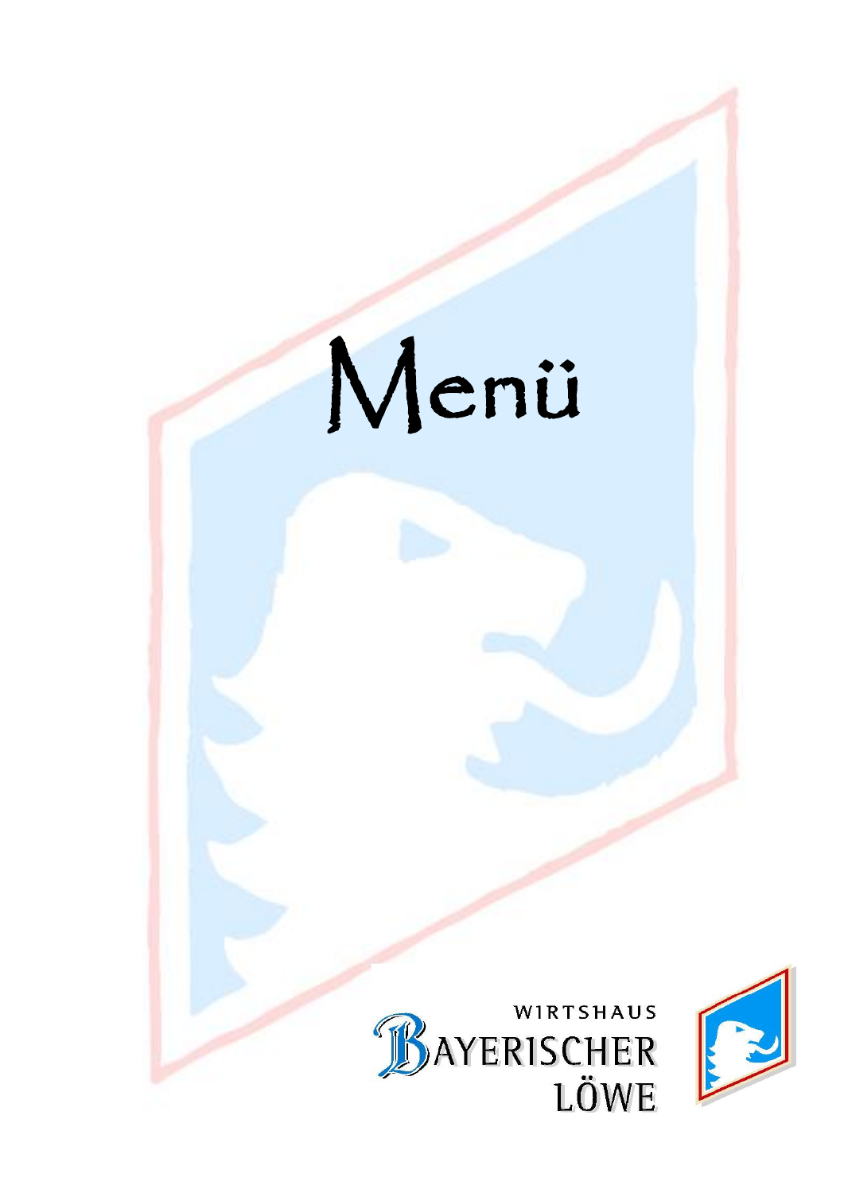# Menü

WIRTSHAUS
BAYERISCHER
LÖWE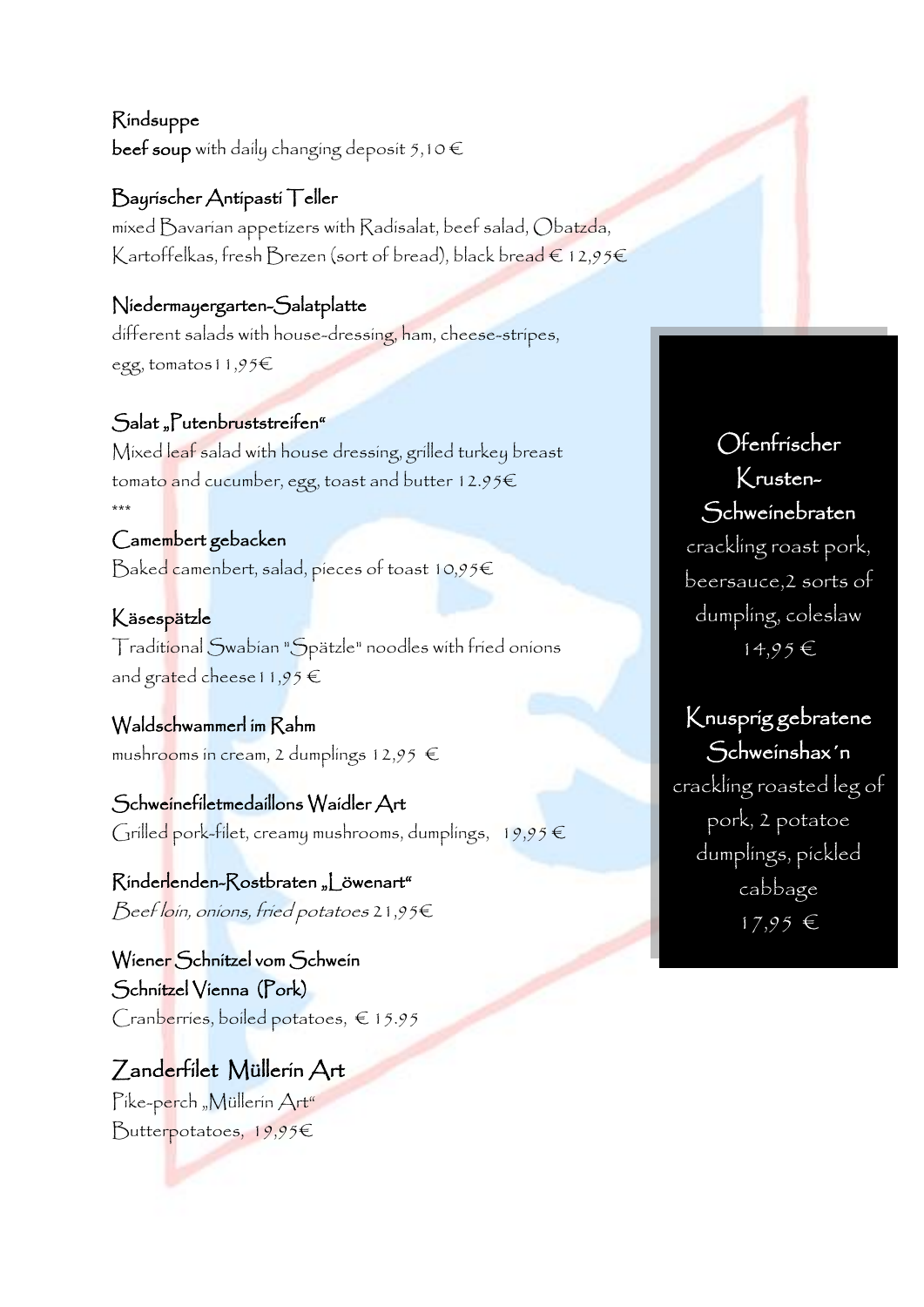## Rindsuppe

**beef soup** with daily changing deposit 5,10 €

## Bayrischer Antipasti Teller

mixed Bavarian appetizers with Radisalat, beef salad, Obatzda, Kartoffelkas, fresh Brezen (sort of bread), black bread € 12,95€

## Niedermayergarten-Salatplatte

different salads with house-dressing, ham, cheese-stripes, egg, tomatos11,95€

## Salat „Putenbruststreifen"

Mixed leaf salad with house dressing, grilled turkey breast tomato and cucumber, egg, toast and butter 12.95€

***

## Camembert gebacken

Baked camenbert, salad, pieces of toast 10,95€

## Käsespätzle

Traditional Swabian "Spätzle" noodles with fried onions and grated cheese11,95 €

## Waldschwammerl im Rahm

mushrooms in cream, 2 dumplings 12,95 €

## Schweinefiletmedaillons Waidler Art

Grilled pork-filet, creamy mushrooms, dumplings, 19,95 €

## Rinderlenden-Rostbraten „Löwenart"

*Beef loin, onions, fried potatoes* 21,95€

## Wiener Schnitzel vom Schwein
## Schnitzel Vienna (Pork)

Cranberries, boiled potatoes, € 15.95

## Zanderfilet Müllerin Art

Pike-perch „Müllerin Art"
Butterpotatoes, 19,95€

## Ofenfrischer Krusten-Schweinebraten

crackling roast pork, beersauce,2 sorts of dumpling, coleslaw
14,95 €

## Knusprig gebratene Schweinshax´n

crackling roasted leg of pork, 2 potatoe dumplings, pickled cabbage
17,95 €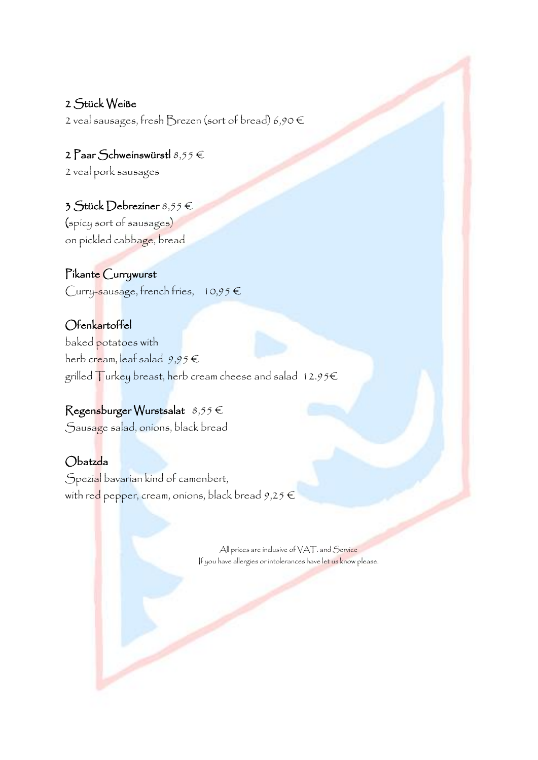**2 Stück Weiße**
2 veal sausages, fresh Brezen (sort of bread) 6,90 €

**2 Paar Schweinswürstl** 8,55 €
2 veal pork sausages

**3 Stück Debreziner** 8,55 €
(spicy sort of sausages)
on pickled cabbage, bread

**Pikante Currywurst**
Curry-sausage, french fries, 10,95 €

**Ofenkartoffel**
baked potatoes with
herb cream, leaf salad 9,95 €
grilled Turkey breast, herb cream cheese and salad 12.95€

**Regensburger Wurstsalat** 8,55 €
Sausage salad, onions, black bread

**Obatzda**
Spezial bavarian kind of camenbert,
with red pepper, cream, onions, black bread 9,25 €

All prices are inclusive of VAT. and Service
If you have allergies or intolerances have let us know please.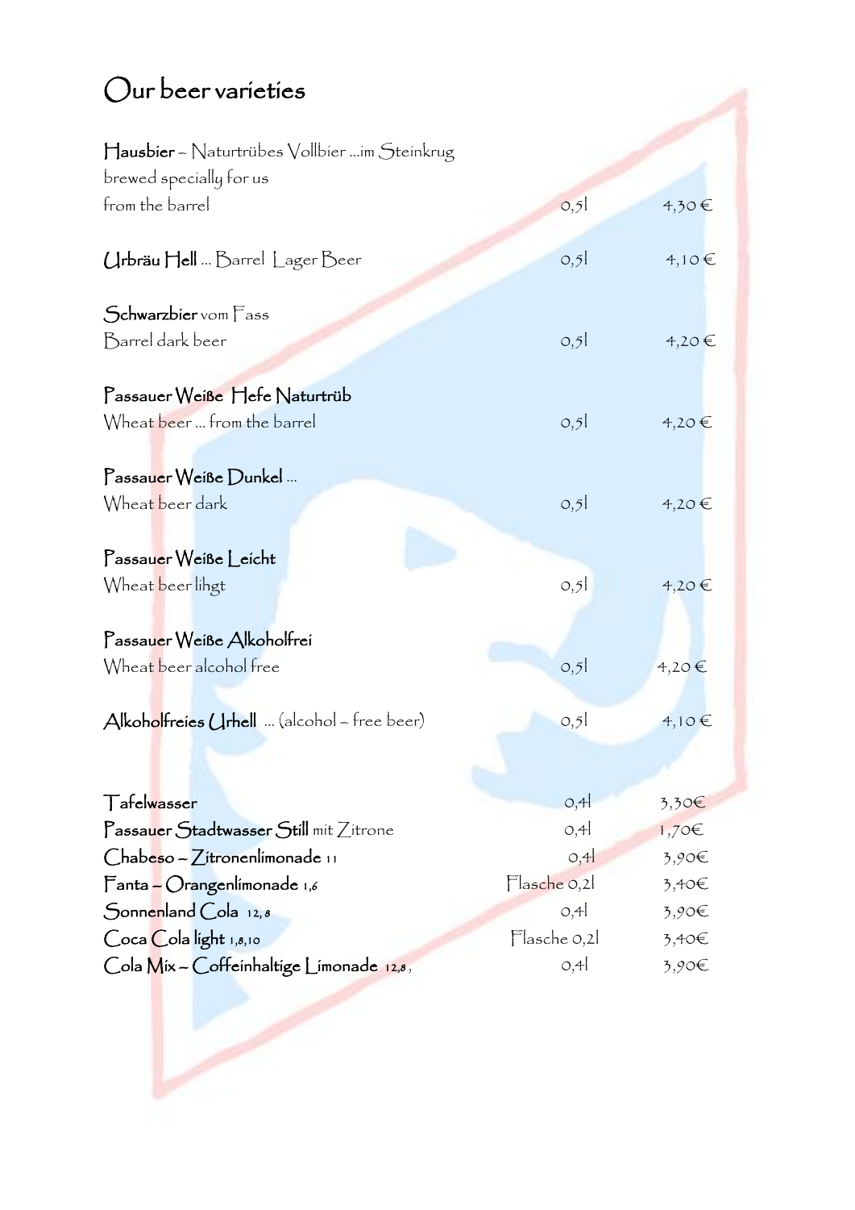# Our beer varieties

| | | |
|---|---|---|
| **Hausbier** – Naturtrübes Vollbier …im Steinkrug<br>brewed specially for us<br>from the barrel | 0,5l | 4,30 € |
| **Urbräu Hell** … Barrel Lager Beer | 0,5l | 4,10 € |
| **Schwarzbier** vom Fass<br>Barrel dark beer | 0,5l | 4,20 € |
| **Passauer Weiße Hefe Naturtrüb**<br>Wheat beer … from the barrel | 0,5l | 4,20 € |
| **Passauer Weiße Dunkel** …<br>Wheat beer dark | 0,5l | 4,20 € |
| **Passauer Weiße Leicht**<br>Wheat beer lihgt | 0,5l | 4,20 € |
| **Passauer Weiße Alkoholfrei**<br>Wheat beer alcohol free | 0,5l | 4,20 € |
| **Alkoholfreies Urhell** … (alcohol – free beer) | 0,5l | 4,10 € |

| | | |
|---|---|---|
| **Tafelwasser** | 0,4l | 3,30€ |
| **Passauer Stadtwasser Still** mit Zitrone | 0,4l | 1,70€ |
| **Chabeso – Zitronenlimonade** 11 | 0,4l | 3,90€ |
| **Fanta – Orangenlimonade** 1,6 | Flasche 0,2l | 3,40€ |
| **Sonnenland Cola** 12, 8 | 0,4l | 3,90€ |
| **Coca Cola light** 1,8,10 | Flasche 0,2l | 3,40€ |
| **Cola Mix – Coffeinhaltige Limonade** 12,8 , | 0,4l | 3,90€ |